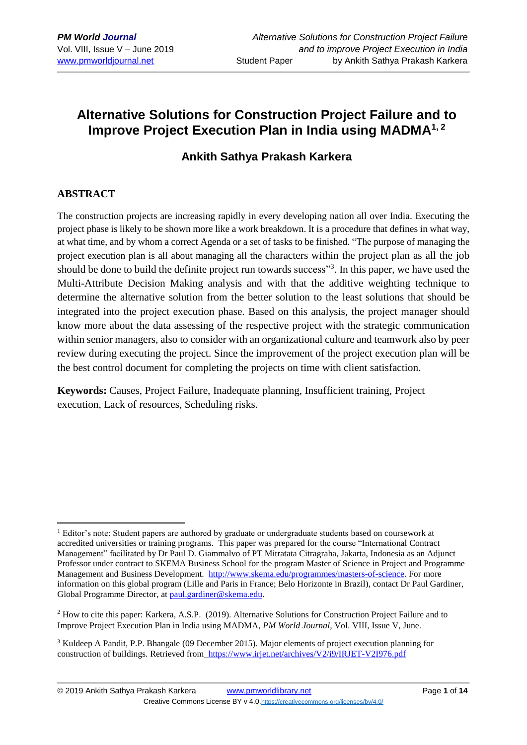# Alternative Solutions for Construction Project Failure and to Improve Project Execution Plan in India using MADMA[1, 2]

## Ankith Sathya Prakash Karkera

## ABSTRACT

The construction projects are increasing rapidly in every developing nation all over India. Executing the project phase is likely to be shown more like a work breakdown. It is a procedure that defines in what way, at what time, and by whom a correct Agenda or a set of tasks to be finished. "The purpose of managing the project execution plan is all about managing all the characters within the project plan as all the job should be done to build the definite project run towards success"[3]. In this paper, we have used the Multi-Attribute Decision Making analysis and with that the additive weighting technique to determine the alternative solution from the better solution to the least solutions that should be integrated into the project execution phase. Based on this analysis, the project manager should know more about the data assessing of the respective project with the strategic communication within senior managers, also to consider with an organizational culture and teamwork also by peer review during executing the project. Since the improvement of the project execution plan will be the best control document for completing the projects on time with client satisfaction.

**Keywords:** Causes, Project Failure, Inadequate planning, Insufficient training, Project execution, Lack of resources, Scheduling risks.

---

[1] Editor's note: Student papers are authored by graduate or undergraduate students based on coursework at accredited universities or training programs. This paper was prepared for the course "International Contract Management" facilitated by Dr Paul D. Giammalvo of PT Mitratata Citragraha, Jakarta, Indonesia as an Adjunct Professor under contract to SKEMA Business School for the program Master of Science in Project and Programme Management and Business Development. http://www.skema.edu/programmes/masters-of-science. For more information on this global program (Lille and Paris in France; Belo Horizonte in Brazil), contact Dr Paul Gardiner, Global Programme Director, at paul.gardiner@skema.edu.

[2] How to cite this paper: Karkera, A.S.P. (2019). Alternative Solutions for Construction Project Failure and to Improve Project Execution Plan in India using MADMA, *PM World Journal*, Vol. VIII, Issue V, June.

[3] Kuldeep A Pandit, P.P. Bhangale (09 December 2015). Major elements of project execution planning for construction of buildings. Retrieved from https://www.irjet.net/archives/V2/i9/IRJET-V2I976.pdf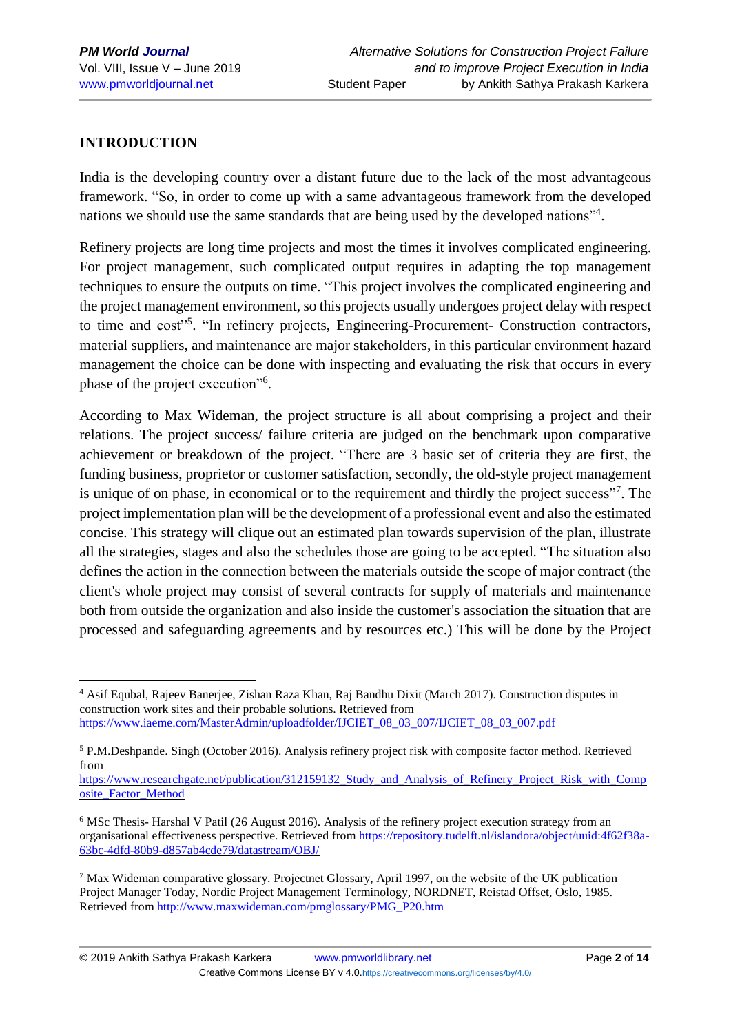## INTRODUCTION

India is the developing country over a distant future due to the lack of the most advantageous framework. "So, in order to come up with a same advantageous framework from the developed nations we should use the same standards that are being used by the developed nations"[4].

Refinery projects are long time projects and most the times it involves complicated engineering. For project management, such complicated output requires in adapting the top management techniques to ensure the outputs on time. "This project involves the complicated engineering and the project management environment, so this projects usually undergoes project delay with respect to time and cost"[5]. "In refinery projects, Engineering-Procurement- Construction contractors, material suppliers, and maintenance are major stakeholders, in this particular environment hazard management the choice can be done with inspecting and evaluating the risk that occurs in every phase of the project execution"[6].

According to Max Wideman, the project structure is all about comprising a project and their relations. The project success/ failure criteria are judged on the benchmark upon comparative achievement or breakdown of the project. "There are 3 basic set of criteria they are first, the funding business, proprietor or customer satisfaction, secondly, the old-style project management is unique of on phase, in economical or to the requirement and thirdly the project success"[7]. The project implementation plan will be the development of a professional event and also the estimated concise. This strategy will clique out an estimated plan towards supervision of the plan, illustrate all the strategies, stages and also the schedules those are going to be accepted. "The situation also defines the action in the connection between the materials outside the scope of major contract (the client's whole project may consist of several contracts for supply of materials and maintenance both from outside the organization and also inside the customer's association the situation that are processed and safeguarding agreements and by resources etc.) This will be done by the Project

---

[4] Asif Equbal, Rajeev Banerjee, Zishan Raza Khan, Raj Bandhu Dixit (March 2017). Construction disputes in construction work sites and their probable solutions. Retrieved from https://www.iaeme.com/MasterAdmin/uploadfolder/IJCIET_08_03_007/IJCIET_08_03_007.pdf

[5] P.M.Deshpande. Singh (October 2016). Analysis refinery project risk with composite factor method. Retrieved from https://www.researchgate.net/publication/312159132_Study_and_Analysis_of_Refinery_Project_Risk_with_Composite_Factor_Method

[6] MSc Thesis- Harshal V Patil (26 August 2016). Analysis of the refinery project execution strategy from an organisational effectiveness perspective. Retrieved from https://repository.tudelft.nl/islandora/object/uuid:4f62f38a-63bc-4dfd-80b9-d857ab4cde79/datastream/OBJ/

[7] Max Wideman comparative glossary. Projectnet Glossary, April 1997, on the website of the UK publication Project Manager Today, Nordic Project Management Terminology, NORDNET, Reistad Offset, Oslo, 1985. Retrieved from http://www.maxwideman.com/pmglossary/PMG_P20.htm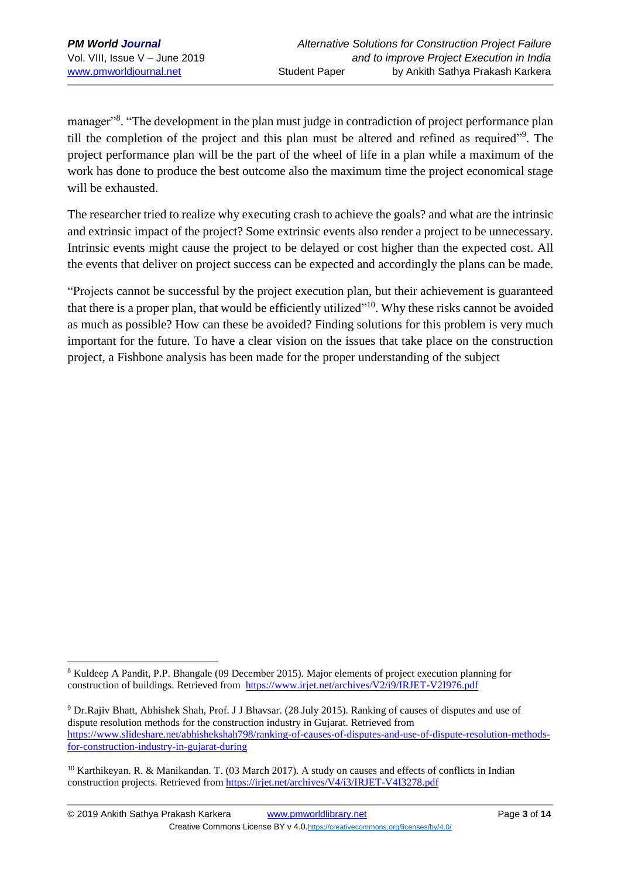manager"[8]. "The development in the plan must judge in contradiction of project performance plan till the completion of the project and this plan must be altered and refined as required"[9]. The project performance plan will be the part of the wheel of life in a plan while a maximum of the work has done to produce the best outcome also the maximum time the project economical stage will be exhausted.

The researcher tried to realize why executing crash to achieve the goals? and what are the intrinsic and extrinsic impact of the project? Some extrinsic events also render a project to be unnecessary. Intrinsic events might cause the project to be delayed or cost higher than the expected cost. All the events that deliver on project success can be expected and accordingly the plans can be made.

"Projects cannot be successful by the project execution plan, but their achievement is guaranteed that there is a proper plan, that would be efficiently utilized"[10]. Why these risks cannot be avoided as much as possible? How can these be avoided? Finding solutions for this problem is very much important for the future. To have a clear vision on the issues that take place on the construction project, a Fishbone analysis has been made for the proper understanding of the subject

---

[8] Kuldeep A Pandit, P.P. Bhangale (09 December 2015). Major elements of project execution planning for construction of buildings. Retrieved from https://www.irjet.net/archives/V2/i9/IRJET-V2I976.pdf

[9] Dr.Rajiv Bhatt, Abhishek Shah, Prof. J J Bhavsar. (28 July 2015). Ranking of causes of disputes and use of dispute resolution methods for the construction industry in Gujarat. Retrieved from https://www.slideshare.net/abhishekshah798/ranking-of-causes-of-disputes-and-use-of-dispute-resolution-methods-for-construction-industry-in-gujarat-during

[10] Karthikeyan. R. & Manikandan. T. (03 March 2017). A study on causes and effects of conflicts in Indian construction projects. Retrieved from https://irjet.net/archives/V4/i3/IRJET-V4I3278.pdf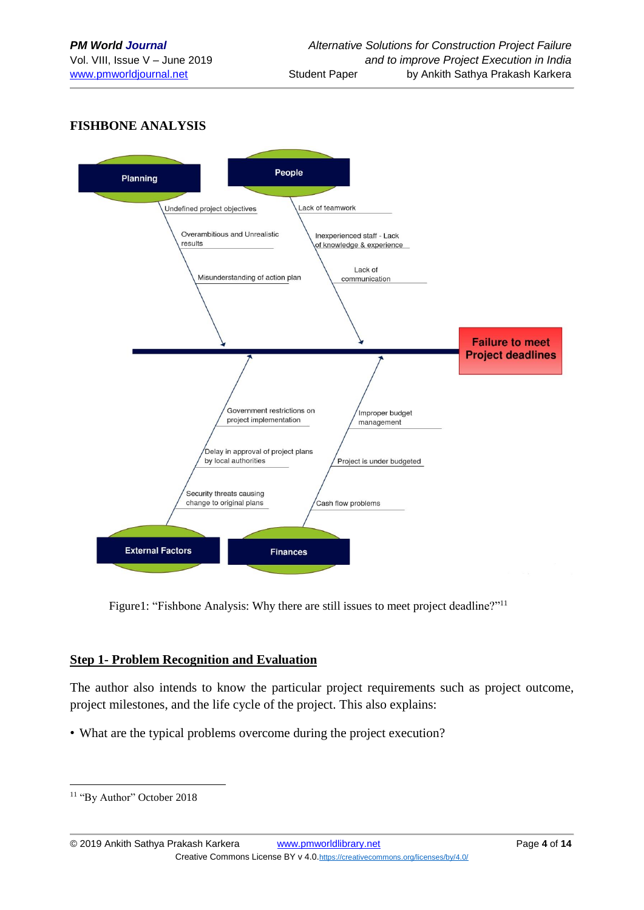## FISHBONE ANALYSIS

Planning

- Undefined project objectives
- Overambitious and Unrealistic results
- Misunderstanding of action plan

People

- Lack of teamwork
- Inexperienced staff - Lack of knowledge & experience
- Lack of communication

External Factors

- Government restrictions on project implementation
- Delay in approval of project plans by local authorities
- Security threats causing change to original plans

Finances

- Improper budget management
- Project is under budgeted
- Cash flow problems

Failure to meet Project deadlines

Figure1: "Fishbone Analysis: Why there are still issues to meet project deadline?"[11]

## Step 1- Problem Recognition and Evaluation

The author also intends to know the particular project requirements such as project outcome, project milestones, and the life cycle of the project. This also explains:

- What are the typical problems overcome during the project execution?

[11] "By Author" October 2018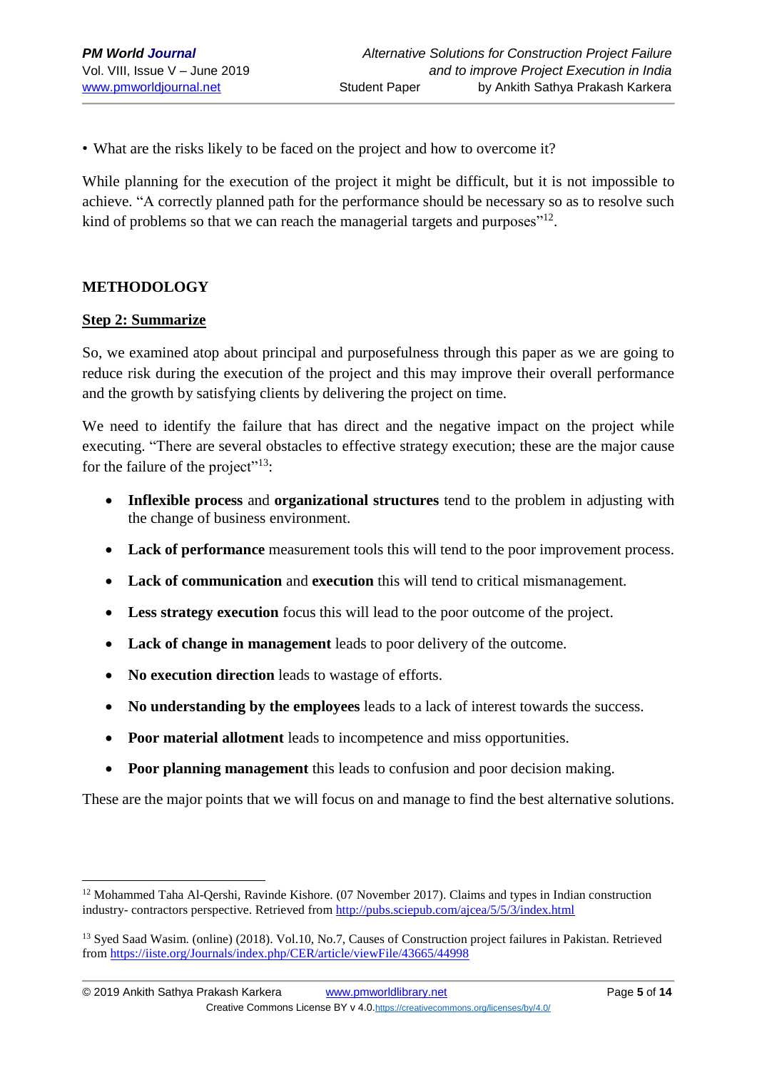• What are the risks likely to be faced on the project and how to overcome it?

While planning for the execution of the project it might be difficult, but it is not impossible to achieve. "A correctly planned path for the performance should be necessary so as to resolve such kind of problems so that we can reach the managerial targets and purposes"[12].

## METHODOLOGY

### Step 2: Summarize

So, we examined atop about principal and purposefulness through this paper as we are going to reduce risk during the execution of the project and this may improve their overall performance and the growth by satisfying clients by delivering the project on time.

We need to identify the failure that has direct and the negative impact on the project while executing. "There are several obstacles to effective strategy execution; these are the major cause for the failure of the project"[13]:

- **Inflexible process** and **organizational structures** tend to the problem in adjusting with the change of business environment.
- **Lack of performance** measurement tools this will tend to the poor improvement process.
- **Lack of communication** and **execution** this will tend to critical mismanagement.
- **Less strategy execution** focus this will lead to the poor outcome of the project.
- **Lack of change in management** leads to poor delivery of the outcome.
- **No execution direction** leads to wastage of efforts.
- **No understanding by the employees** leads to a lack of interest towards the success.
- **Poor material allotment** leads to incompetence and miss opportunities.
- **Poor planning management** this leads to confusion and poor decision making.

These are the major points that we will focus on and manage to find the best alternative solutions.

---

[12] Mohammed Taha Al-Qershi, Ravinde Kishore. (07 November 2017). Claims and types in Indian construction industry- contractors perspective. Retrieved from http://pubs.sciepub.com/ajcea/5/5/3/index.html

[13] Syed Saad Wasim. (online) (2018). Vol.10, No.7, Causes of Construction project failures in Pakistan. Retrieved from https://iiste.org/Journals/index.php/CER/article/viewFile/43665/44998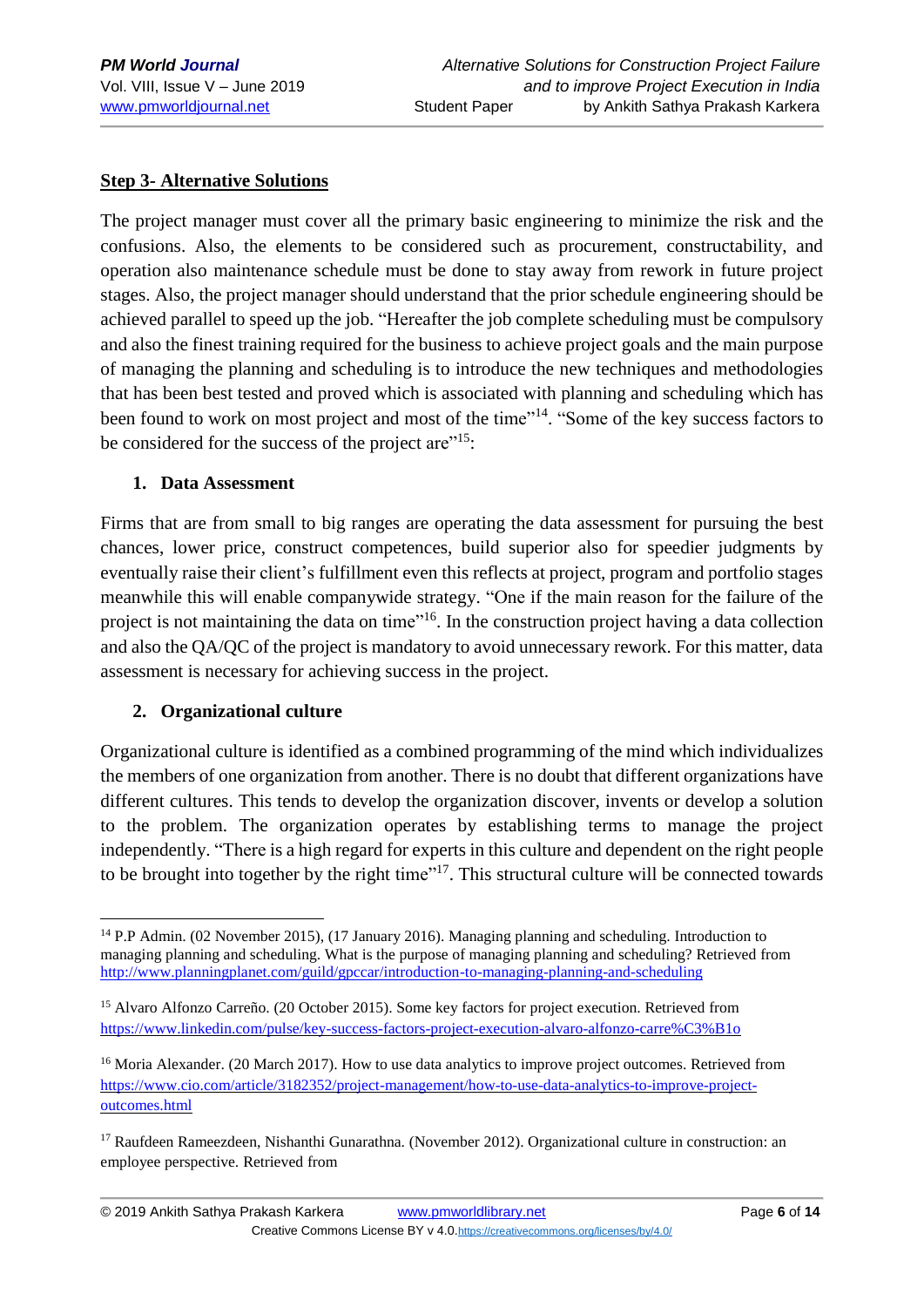**Step 3- Alternative Solutions**

The project manager must cover all the primary basic engineering to minimize the risk and the confusions. Also, the elements to be considered such as procurement, constructability, and operation also maintenance schedule must be done to stay away from rework in future project stages. Also, the project manager should understand that the prior schedule engineering should be achieved parallel to speed up the job. "Hereafter the job complete scheduling must be compulsory and also the finest training required for the business to achieve project goals and the main purpose of managing the planning and scheduling is to introduce the new techniques and methodologies that has been best tested and proved which is associated with planning and scheduling which has been found to work on most project and most of the time"[14]. "Some of the key success factors to be considered for the success of the project are"[15]:

1. **Data Assessment**

Firms that are from small to big ranges are operating the data assessment for pursuing the best chances, lower price, construct competences, build superior also for speedier judgments by eventually raise their client's fulfillment even this reflects at project, program and portfolio stages meanwhile this will enable companywide strategy. "One if the main reason for the failure of the project is not maintaining the data on time"[16]. In the construction project having a data collection and also the QA/QC of the project is mandatory to avoid unnecessary rework. For this matter, data assessment is necessary for achieving success in the project.

2. **Organizational culture**

Organizational culture is identified as a combined programming of the mind which individualizes the members of one organization from another. There is no doubt that different organizations have different cultures. This tends to develop the organization discover, invents or develop a solution to the problem. The organization operates by establishing terms to manage the project independently. "There is a high regard for experts in this culture and dependent on the right people to be brought into together by the right time"[17]. This structural culture will be connected towards

---

[14] P.P Admin. (02 November 2015), (17 January 2016). Managing planning and scheduling. Introduction to managing planning and scheduling. What is the purpose of managing planning and scheduling? Retrieved from http://www.planningplanet.com/guild/gpccar/introduction-to-managing-planning-and-scheduling

[15] Alvaro Alfonzo Carreño. (20 October 2015). Some key factors for project execution. Retrieved from https://www.linkedin.com/pulse/key-success-factors-project-execution-alvaro-alfonzo-carre%C3%B1o

[16] Moria Alexander. (20 March 2017). How to use data analytics to improve project outcomes. Retrieved from https://www.cio.com/article/3182352/project-management/how-to-use-data-analytics-to-improve-project-outcomes.html

[17] Raufdeen Rameezdeen, Nishanthi Gunarathna. (November 2012). Organizational culture in construction: an employee perspective. Retrieved from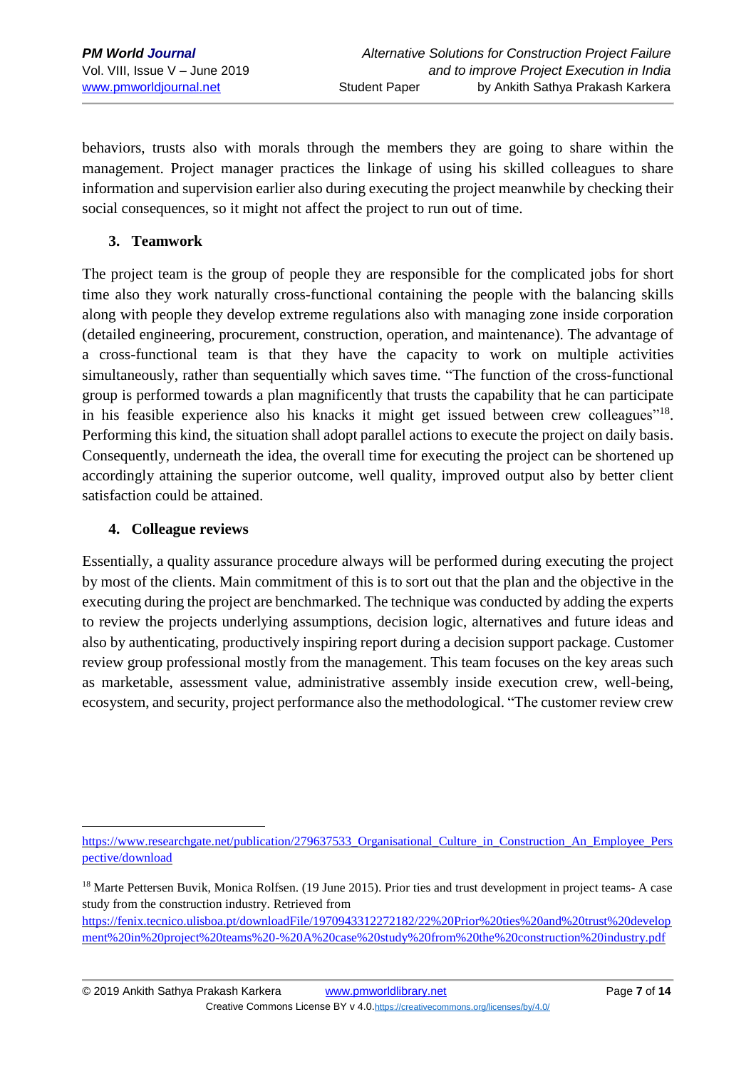behaviors, trusts also with morals through the members they are going to share within the management. Project manager practices the linkage of using his skilled colleagues to share information and supervision earlier also during executing the project meanwhile by checking their social consequences, so it might not affect the project to run out of time.

### 3. Teamwork

The project team is the group of people they are responsible for the complicated jobs for short time also they work naturally cross-functional containing the people with the balancing skills along with people they develop extreme regulations also with managing zone inside corporation (detailed engineering, procurement, construction, operation, and maintenance). The advantage of a cross-functional team is that they have the capacity to work on multiple activities simultaneously, rather than sequentially which saves time. "The function of the cross-functional group is performed towards a plan magnificently that trusts the capability that he can participate in his feasible experience also his knacks it might get issued between crew colleagues"[18]. Performing this kind, the situation shall adopt parallel actions to execute the project on daily basis. Consequently, underneath the idea, the overall time for executing the project can be shortened up accordingly attaining the superior outcome, well quality, improved output also by better client satisfaction could be attained.

### 4. Colleague reviews

Essentially, a quality assurance procedure always will be performed during executing the project by most of the clients. Main commitment of this is to sort out that the plan and the objective in the executing during the project are benchmarked. The technique was conducted by adding the experts to review the projects underlying assumptions, decision logic, alternatives and future ideas and also by authenticating, productively inspiring report during a decision support package. Customer review group professional mostly from the management. This team focuses on the key areas such as marketable, assessment value, administrative assembly inside execution crew, well-being, ecosystem, and security, project performance also the methodological. "The customer review crew

---

https://www.researchgate.net/publication/279637533_Organisational_Culture_in_Construction_An_Employee_Perspective/download

[18] Marte Pettersen Buvik, Monica Rolfsen. (19 June 2015). Prior ties and trust development in project teams- A case study from the construction industry. Retrieved from https://fenix.tecnico.ulisboa.pt/downloadFile/1970943312272182/22%20Prior%20ties%20and%20trust%20development%20in%20project%20teams%20-%20A%20case%20study%20from%20the%20construction%20industry.pdf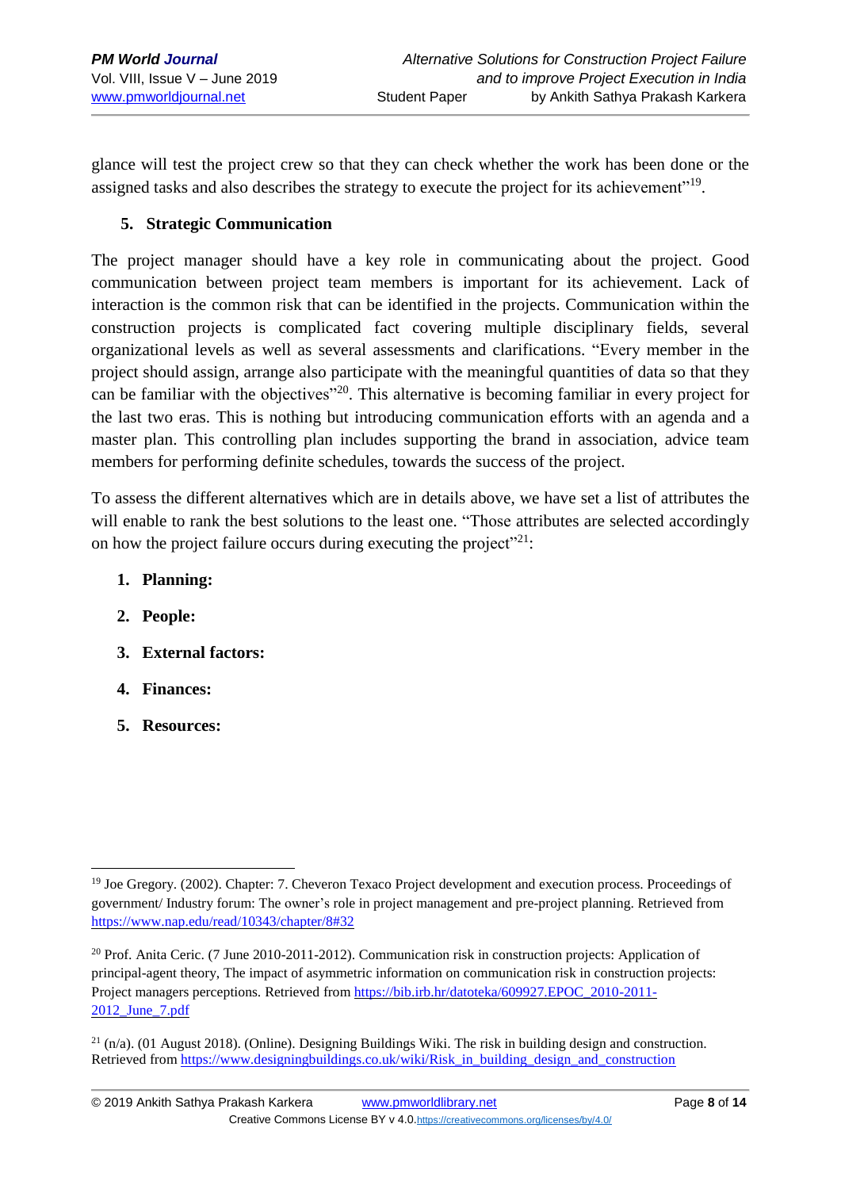glance will test the project crew so that they can check whether the work has been done or the assigned tasks and also describes the strategy to execute the project for its achievement"[19].

5. **Strategic Communication**

The project manager should have a key role in communicating about the project. Good communication between project team members is important for its achievement. Lack of interaction is the common risk that can be identified in the projects. Communication within the construction projects is complicated fact covering multiple disciplinary fields, several organizational levels as well as several assessments and clarifications. "Every member in the project should assign, arrange also participate with the meaningful quantities of data so that they can be familiar with the objectives"[20]. This alternative is becoming familiar in every project for the last two eras. This is nothing but introducing communication efforts with an agenda and a master plan. This controlling plan includes supporting the brand in association, advice team members for performing definite schedules, towards the success of the project.

To assess the different alternatives which are in details above, we have set a list of attributes the will enable to rank the best solutions to the least one. "Those attributes are selected accordingly on how the project failure occurs during executing the project"[21]:

1. **Planning:**
2. **People:**
3. **External factors:**
4. **Finances:**
5. **Resources:**

---

[19] Joe Gregory. (2002). Chapter: 7. Cheveron Texaco Project development and execution process. Proceedings of government/ Industry forum: The owner's role in project management and pre-project planning. Retrieved from https://www.nap.edu/read/10343/chapter/8#32

[20] Prof. Anita Ceric. (7 June 2010-2011-2012). Communication risk in construction projects: Application of principal-agent theory, The impact of asymmetric information on communication risk in construction projects: Project managers perceptions. Retrieved from https://bib.irb.hr/datoteka/609927.EPOC_2010-2011-2012_June_7.pdf

[21] (n/a). (01 August 2018). (Online). Designing Buildings Wiki. The risk in building design and construction. Retrieved from https://www.designingbuildings.co.uk/wiki/Risk_in_building_design_and_construction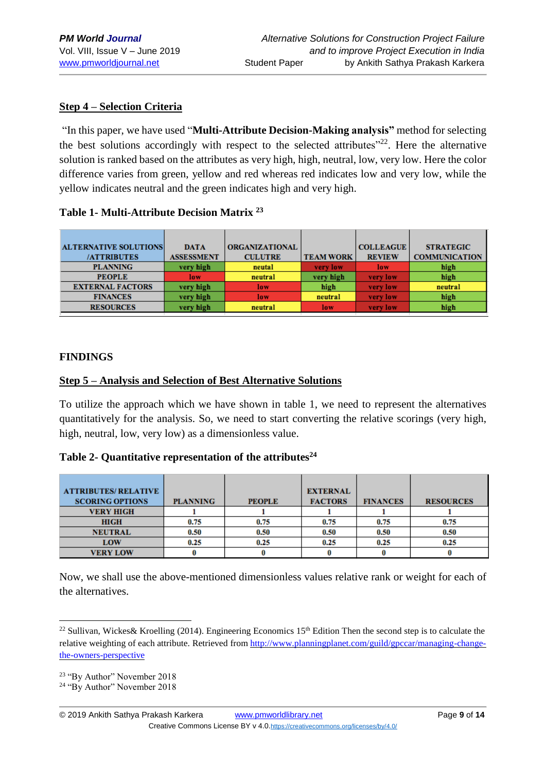**Step 4 – Selection Criteria**

"In this paper, we have used "**Multi-Attribute Decision-Making analysis"** method for selecting the best solutions accordingly with respect to the selected attributes"[22]. Here the alternative solution is ranked based on the attributes as very high, high, neutral, low, very low. Here the color difference varies from green, yellow and red whereas red indicates low and very low, while the yellow indicates neutral and the green indicates high and very high.

**Table 1- Multi-Attribute Decision Matrix** [23]

| ALTERNATIVE SOLUTIONS /ATTRIBUTES | DATA ASSESSMENT | ORGANIZATIONAL CULUTRE | TEAM WORK | COLLEAGUE REVIEW | STRATEGIC COMMUNICATION |
|---|---|---|---|---|---|
| PLANNING | very high | neutal | very low | low | high |
| PEOPLE | low | neutral | very high | very low | high |
| EXTERNAL FACTORS | very high | low | high | very low | neutral |
| FINANCES | very high | low | neutral | very low | high |
| RESOURCES | very high | neutral | low | very low | high |

**FINDINGS**

**Step 5 – Analysis and Selection of Best Alternative Solutions**

To utilize the approach which we have shown in table 1, we need to represent the alternatives quantitatively for the analysis. So, we need to start converting the relative scorings (very high, high, neutral, low, very low) as a dimensionless value.

**Table 2- Quantitative representation of the attributes**[24]

| ATTRIBUTES/ RELATIVE SCORING OPTIONS | PLANNING | PEOPLE | EXTERNAL FACTORS | FINANCES | RESOURCES |
|---|---|---|---|---|---|
| VERY HIGH | 1 | 1 | 1 | 1 | 1 |
| HIGH | 0.75 | 0.75 | 0.75 | 0.75 | 0.75 |
| NEUTRAL | 0.50 | 0.50 | 0.50 | 0.50 | 0.50 |
| LOW | 0.25 | 0.25 | 0.25 | 0.25 | 0.25 |
| VERY LOW | 0 | 0 | 0 | 0 | 0 |

Now, we shall use the above-mentioned dimensionless values relative rank or weight for each of the alternatives.

---

[22] Sullivan, Wickes& Kroelling (2014). Engineering Economics 15th Edition Then the second step is to calculate the relative weighting of each attribute. Retrieved from http://www.planningplanet.com/guild/gpccar/managing-change-the-owners-perspective

[23] "By Author" November 2018

[24] "By Author" November 2018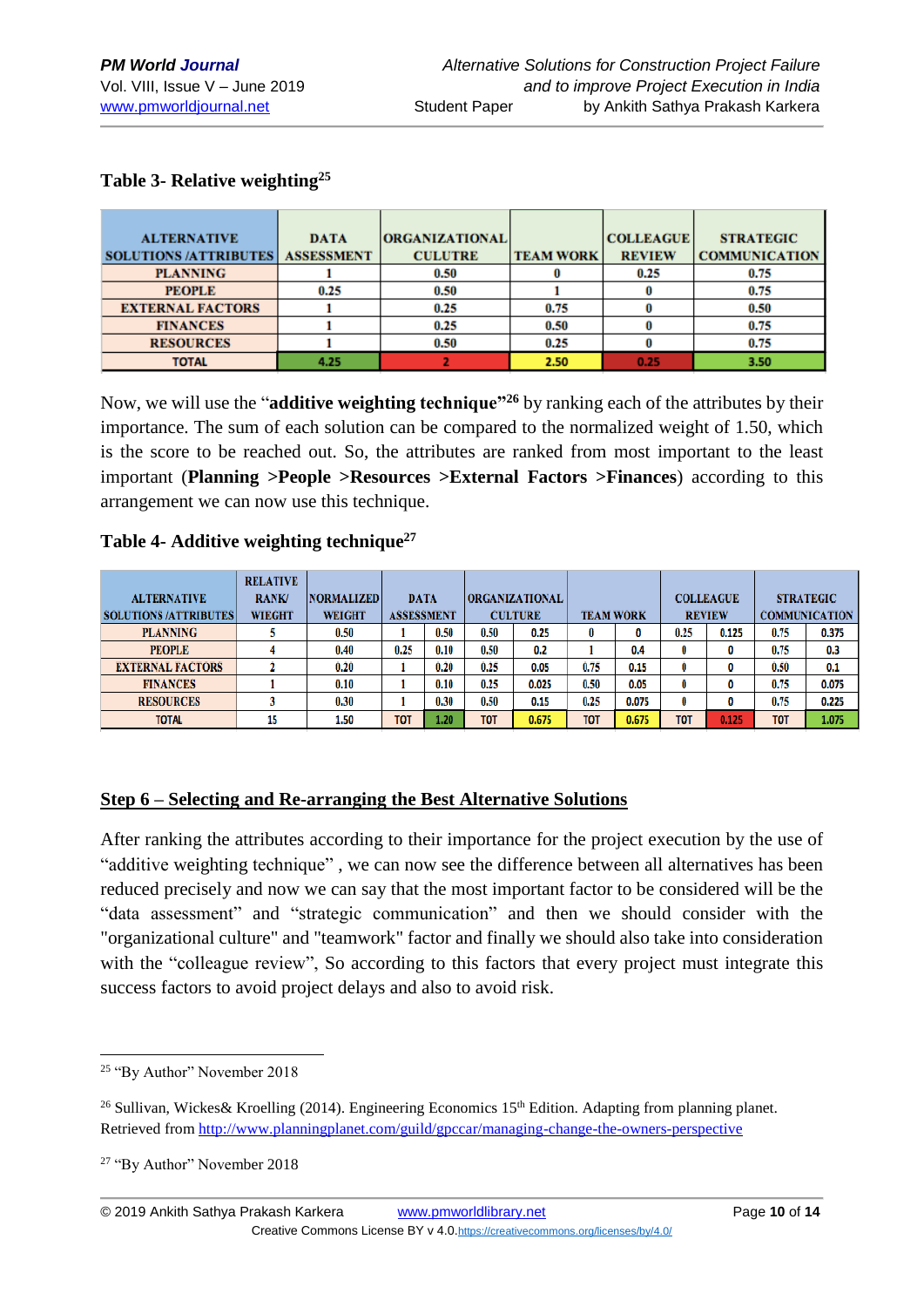**Table 3- Relative weighting[25]**

| ALTERNATIVE SOLUTIONS /ATTRIBUTES | DATA ASSESSMENT | ORGANIZATIONAL CULTURE | TEAM WORK | COLLEAGUE REVIEW | STRATEGIC COMMUNICATION |
|---|---|---|---|---|---|
| PLANNING | 1 | 0.50 | 0 | 0.25 | 0.75 |
| PEOPLE | 0.25 | 0.50 | 1 | 0 | 0.75 |
| EXTERNAL FACTORS | 1 | 0.25 | 0.75 | 0 | 0.50 |
| FINANCES | 1 | 0.25 | 0.50 | 0 | 0.75 |
| RESOURCES | 1 | 0.50 | 0.25 | 0 | 0.75 |
| TOTAL | 4.25 | 2 | 2.50 | 0.25 | 3.50 |

Now, we will use the "**additive weighting technique**"[26] by ranking each of the attributes by their importance. The sum of each solution can be compared to the normalized weight of 1.50, which is the score to be reached out. So, the attributes are ranked from most important to the least important (**Planning >People >Resources >External Factors >Finances**) according to this arrangement we can now use this technique.

**Table 4- Additive weighting technique[27]**

| ALTERNATIVE SOLUTIONS /ATTRIBUTES | RELATIVE RANK/ WIEGHT | NORMALIZED WEIGHT | DATA ASSESSMENT | | ORGANIZATIONAL CULTURE | | TEAM WORK | | COLLEAGUE REVIEW | | STRATEGIC COMMUNICATION | |
|---|---|---|---|---|---|---|---|---|---|---|---|---|
| PLANNING | 5 | 0.50 | 1 | 0.50 | 0.50 | 0.25 | 0 | 0 | 0.25 | 0.125 | 0.75 | 0.375 |
| PEOPLE | 4 | 0.40 | 0.25 | 0.10 | 0.50 | 0.2 | 1 | 0.4 | 0 | 0 | 0.75 | 0.3 |
| EXTERNAL FACTORS | 2 | 0.20 | 1 | 0.20 | 0.25 | 0.05 | 0.75 | 0.15 | 0 | 0 | 0.50 | 0.1 |
| FINANCES | 1 | 0.10 | 1 | 0.10 | 0.25 | 0.025 | 0.50 | 0.05 | 0 | 0 | 0.75 | 0.075 |
| RESOURCES | 3 | 0.30 | 1 | 0.30 | 0.50 | 0.15 | 0.25 | 0.075 | 0 | 0 | 0.75 | 0.225 |
| TOTAL | 15 | 1.50 | TOT | 1.20 | TOT | 0.675 | TOT | 0.675 | TOT | 0.125 | TOT | 1.075 |

## Step 6 – Selecting and Re-arranging the Best Alternative Solutions

After ranking the attributes according to their importance for the project execution by the use of "additive weighting technique" , we can now see the difference between all alternatives has been reduced precisely and now we can say that the most important factor to be considered will be the "data assessment" and "strategic communication" and then we should consider with the "organizational culture" and "teamwork" factor and finally we should also take into consideration with the "colleague review", So according to this factors that every project must integrate this success factors to avoid project delays and also to avoid risk.

---

[25] "By Author" November 2018

[26] Sullivan, Wickes& Kroelling (2014). Engineering Economics 15th Edition. Adapting from planning planet. Retrieved from http://www.planningplanet.com/guild/gpccar/managing-change-the-owners-perspective

[27] "By Author" November 2018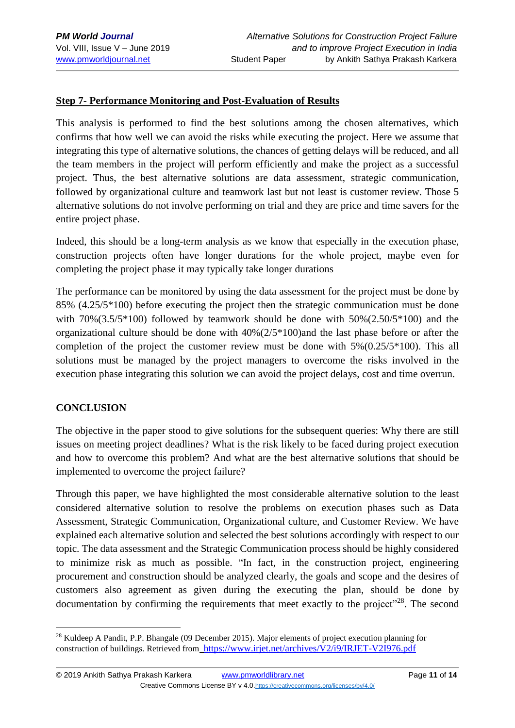**Step 7- Performance Monitoring and Post-Evaluation of Results**

This analysis is performed to find the best solutions among the chosen alternatives, which confirms that how well we can avoid the risks while executing the project. Here we assume that integrating this type of alternative solutions, the chances of getting delays will be reduced, and all the team members in the project will perform efficiently and make the project as a successful project. Thus, the best alternative solutions are data assessment, strategic communication, followed by organizational culture and teamwork last but not least is customer review. Those 5 alternative solutions do not involve performing on trial and they are price and time savers for the entire project phase.

Indeed, this should be a long-term analysis as we know that especially in the execution phase, construction projects often have longer durations for the whole project, maybe even for completing the project phase it may typically take longer durations

The performance can be monitored by using the data assessment for the project must be done by 85% (4.25/5*100) before executing the project then the strategic communication must be done with 70%(3.5/5*100) followed by teamwork should be done with 50%(2.50/5*100) and the organizational culture should be done with 40%(2/5*100)and the last phase before or after the completion of the project the customer review must be done with 5%(0.25/5*100). This all solutions must be managed by the project managers to overcome the risks involved in the execution phase integrating this solution we can avoid the project delays, cost and time overrun.

## CONCLUSION

The objective in the paper stood to give solutions for the subsequent queries: Why there are still issues on meeting project deadlines? What is the risk likely to be faced during project execution and how to overcome this problem? And what are the best alternative solutions that should be implemented to overcome the project failure?

Through this paper, we have highlighted the most considerable alternative solution to the least considered alternative solution to resolve the problems on execution phases such as Data Assessment, Strategic Communication, Organizational culture, and Customer Review. We have explained each alternative solution and selected the best solutions accordingly with respect to our topic. The data assessment and the Strategic Communication process should be highly considered to minimize risk as much as possible. "In fact, in the construction project, engineering procurement and construction should be analyzed clearly, the goals and scope and the desires of customers also agreement as given during the executing the plan, should be done by documentation by confirming the requirements that meet exactly to the project"[28]. The second

[28] Kuldeep A Pandit, P.P. Bhangale (09 December 2015). Major elements of project execution planning for construction of buildings. Retrieved from https://www.irjet.net/archives/V2/i9/IRJET-V2I976.pdf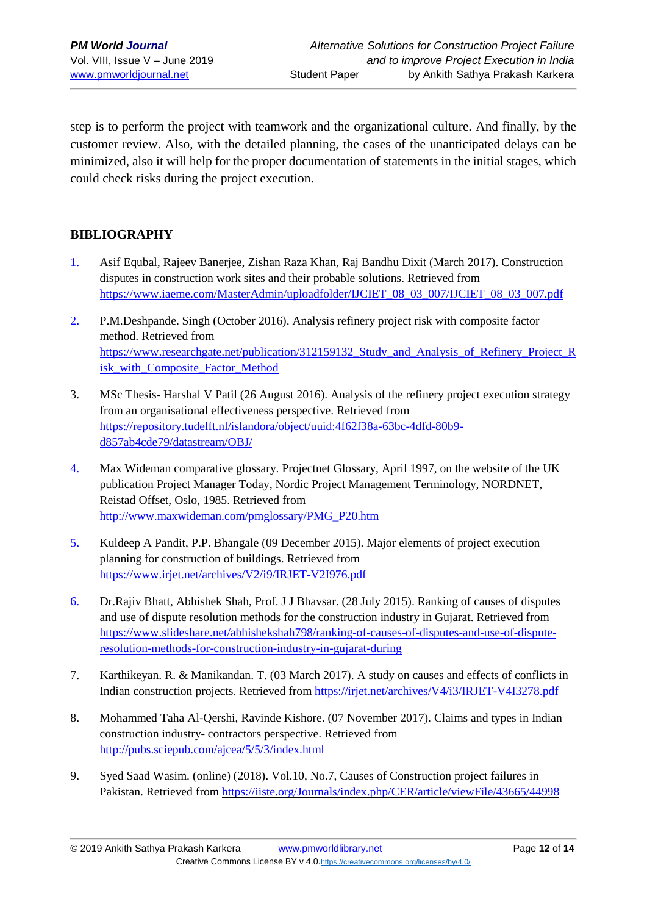step is to perform the project with teamwork and the organizational culture. And finally, by the customer review. Also, with the detailed planning, the cases of the unanticipated delays can be minimized, also it will help for the proper documentation of statements in the initial stages, which could check risks during the project execution.

## BIBLIOGRAPHY

1. Asif Equbal, Rajeev Banerjee, Zishan Raza Khan, Raj Bandhu Dixit (March 2017). Construction disputes in construction work sites and their probable solutions. Retrieved from https://www.iaeme.com/MasterAdmin/uploadfolder/IJCIET_08_03_007/IJCIET_08_03_007.pdf

2. P.M.Deshpande. Singh (October 2016). Analysis refinery project risk with composite factor method. Retrieved from https://www.researchgate.net/publication/312159132_Study_and_Analysis_of_Refinery_Project_Risk_with_Composite_Factor_Method

3. MSc Thesis- Harshal V Patil (26 August 2016). Analysis of the refinery project execution strategy from an organisational effectiveness perspective. Retrieved from https://repository.tudelft.nl/islandora/object/uuid:4f62f38a-63bc-4dfd-80b9-d857ab4cde79/datastream/OBJ/

4. Max Wideman comparative glossary. Projectnet Glossary, April 1997, on the website of the UK publication Project Manager Today, Nordic Project Management Terminology, NORDNET, Reistad Offset, Oslo, 1985. Retrieved from http://www.maxwideman.com/pmglossary/PMG_P20.htm

5. Kuldeep A Pandit, P.P. Bhangale (09 December 2015). Major elements of project execution planning for construction of buildings. Retrieved from https://www.irjet.net/archives/V2/i9/IRJET-V2I976.pdf

6. Dr.Rajiv Bhatt, Abhishek Shah, Prof. J J Bhavsar. (28 July 2015). Ranking of causes of disputes and use of dispute resolution methods for the construction industry in Gujarat. Retrieved from https://www.slideshare.net/abhishekshah798/ranking-of-causes-of-disputes-and-use-of-dispute-resolution-methods-for-construction-industry-in-gujarat-during

7. Karthikeyan. R. & Manikandan. T. (03 March 2017). A study on causes and effects of conflicts in Indian construction projects. Retrieved from https://irjet.net/archives/V4/i3/IRJET-V4I3278.pdf

8. Mohammed Taha Al-Qershi, Ravinde Kishore. (07 November 2017). Claims and types in Indian construction industry- contractors perspective. Retrieved from http://pubs.sciepub.com/ajcea/5/5/3/index.html

9. Syed Saad Wasim. (online) (2018). Vol.10, No.7, Causes of Construction project failures in Pakistan. Retrieved from https://iiste.org/Journals/index.php/CER/article/viewFile/43665/44998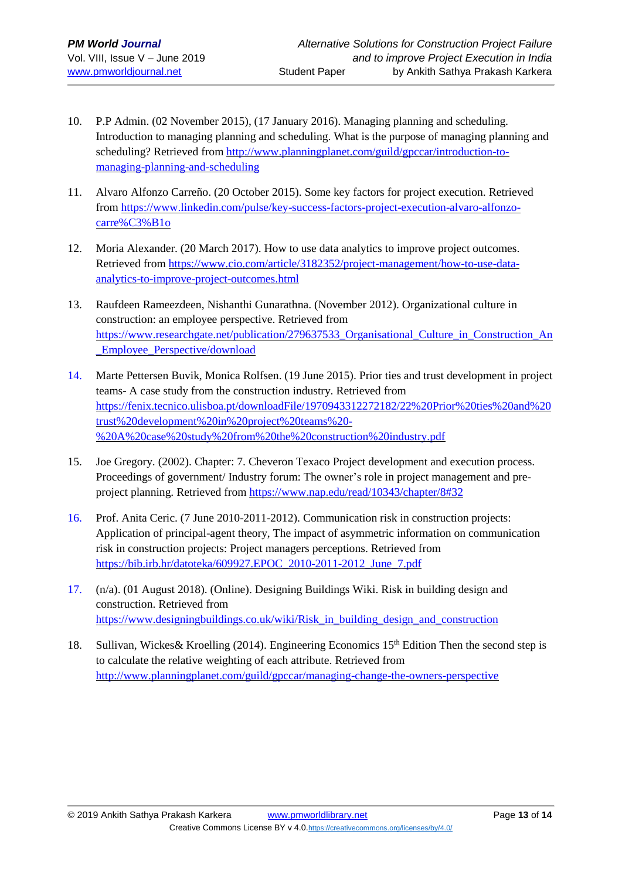10. P.P Admin. (02 November 2015), (17 January 2016). Managing planning and scheduling. Introduction to managing planning and scheduling. What is the purpose of managing planning and scheduling? Retrieved from http://www.planningplanet.com/guild/gpccar/introduction-to-managing-planning-and-scheduling

11. Alvaro Alfonzo Carreño. (20 October 2015). Some key factors for project execution. Retrieved from https://www.linkedin.com/pulse/key-success-factors-project-execution-alvaro-alfonzo-carre%C3%B1o

12. Moria Alexander. (20 March 2017). How to use data analytics to improve project outcomes. Retrieved from https://www.cio.com/article/3182352/project-management/how-to-use-data-analytics-to-improve-project-outcomes.html

13. Raufdeen Rameezdeen, Nishanthi Gunarathna. (November 2012). Organizational culture in construction: an employee perspective. Retrieved from https://www.researchgate.net/publication/279637533_Organisational_Culture_in_Construction_An_Employee_Perspective/download

14. Marte Pettersen Buvik, Monica Rolfsen. (19 June 2015). Prior ties and trust development in project teams- A case study from the construction industry. Retrieved from https://fenix.tecnico.ulisboa.pt/downloadFile/1970943312272182/22%20Prior%20ties%20and%20trust%20development%20in%20project%20teams%20-%20A%20case%20study%20from%20the%20construction%20industry.pdf

15. Joe Gregory. (2002). Chapter: 7. Cheveron Texaco Project development and execution process. Proceedings of government/ Industry forum: The owner's role in project management and pre-project planning. Retrieved from https://www.nap.edu/read/10343/chapter/8#32

16. Prof. Anita Ceric. (7 June 2010-2011-2012). Communication risk in construction projects: Application of principal-agent theory, The impact of asymmetric information on communication risk in construction projects: Project managers perceptions. Retrieved from https://bib.irb.hr/datoteka/609927.EPOC_2010-2011-2012_June_7.pdf

17. (n/a). (01 August 2018). (Online). Designing Buildings Wiki. Risk in building design and construction. Retrieved from https://www.designingbuildings.co.uk/wiki/Risk_in_building_design_and_construction

18. Sullivan, Wickes& Kroelling (2014). Engineering Economics 15th Edition Then the second step is to calculate the relative weighting of each attribute. Retrieved from http://www.planningplanet.com/guild/gpccar/managing-change-the-owners-perspective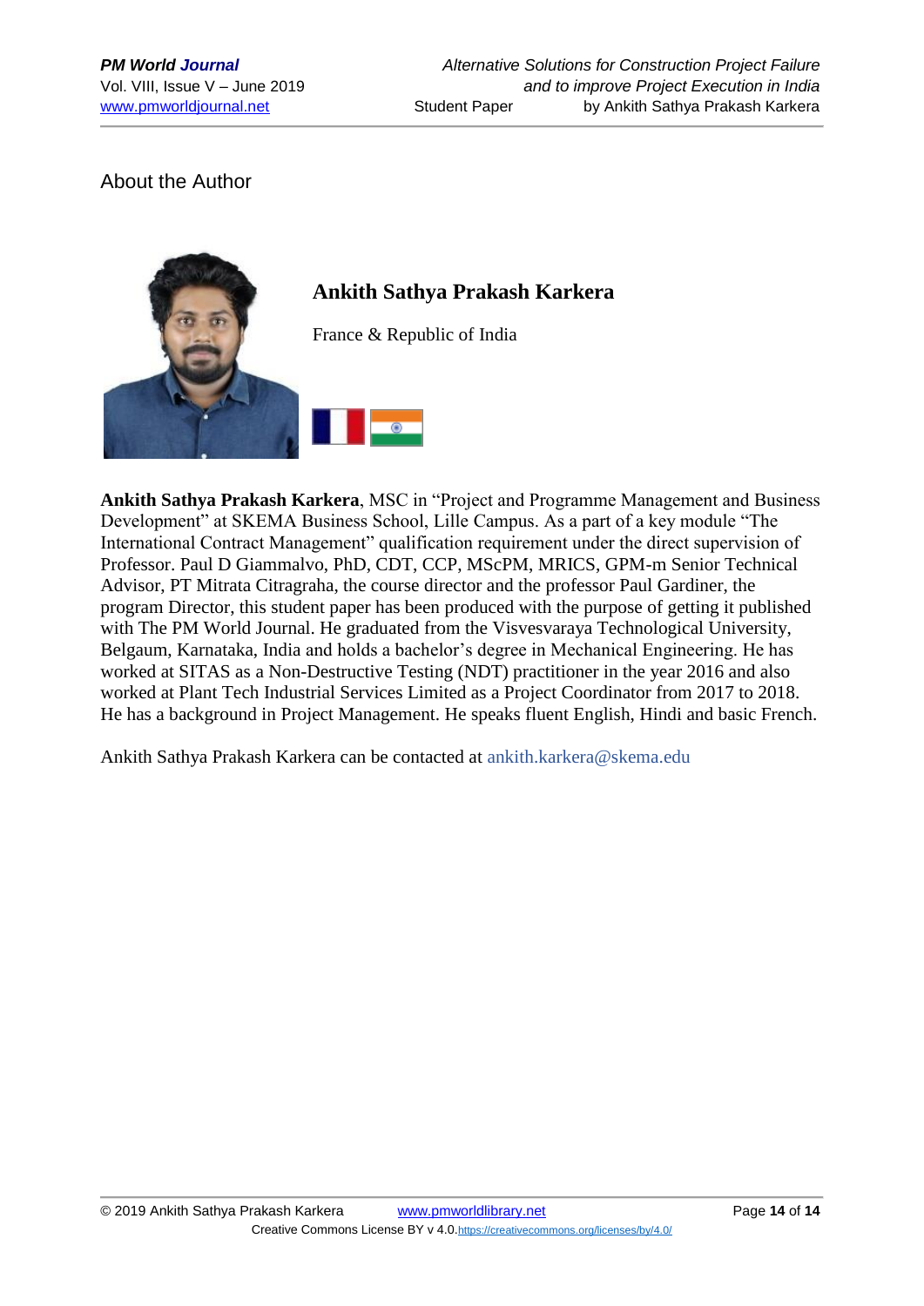## About the Author

### Ankith Sathya Prakash Karkera

France & Republic of India

**Ankith Sathya Prakash Karkera**, MSC in "Project and Programme Management and Business Development" at SKEMA Business School, Lille Campus. As a part of a key module "The International Contract Management" qualification requirement under the direct supervision of Professor. Paul D Giammalvo, PhD, CDT, CCP, MScPM, MRICS, GPM-m Senior Technical Advisor, PT Mitrata Citragraha, the course director and the professor Paul Gardiner, the program Director, this student paper has been produced with the purpose of getting it published with The PM World Journal. He graduated from the Visvesvaraya Technological University, Belgaum, Karnataka, India and holds a bachelor's degree in Mechanical Engineering. He has worked at SITAS as a Non-Destructive Testing (NDT) practitioner in the year 2016 and also worked at Plant Tech Industrial Services Limited as a Project Coordinator from 2017 to 2018. He has a background in Project Management. He speaks fluent English, Hindi and basic French.

Ankith Sathya Prakash Karkera can be contacted at ankith.karkera@skema.edu